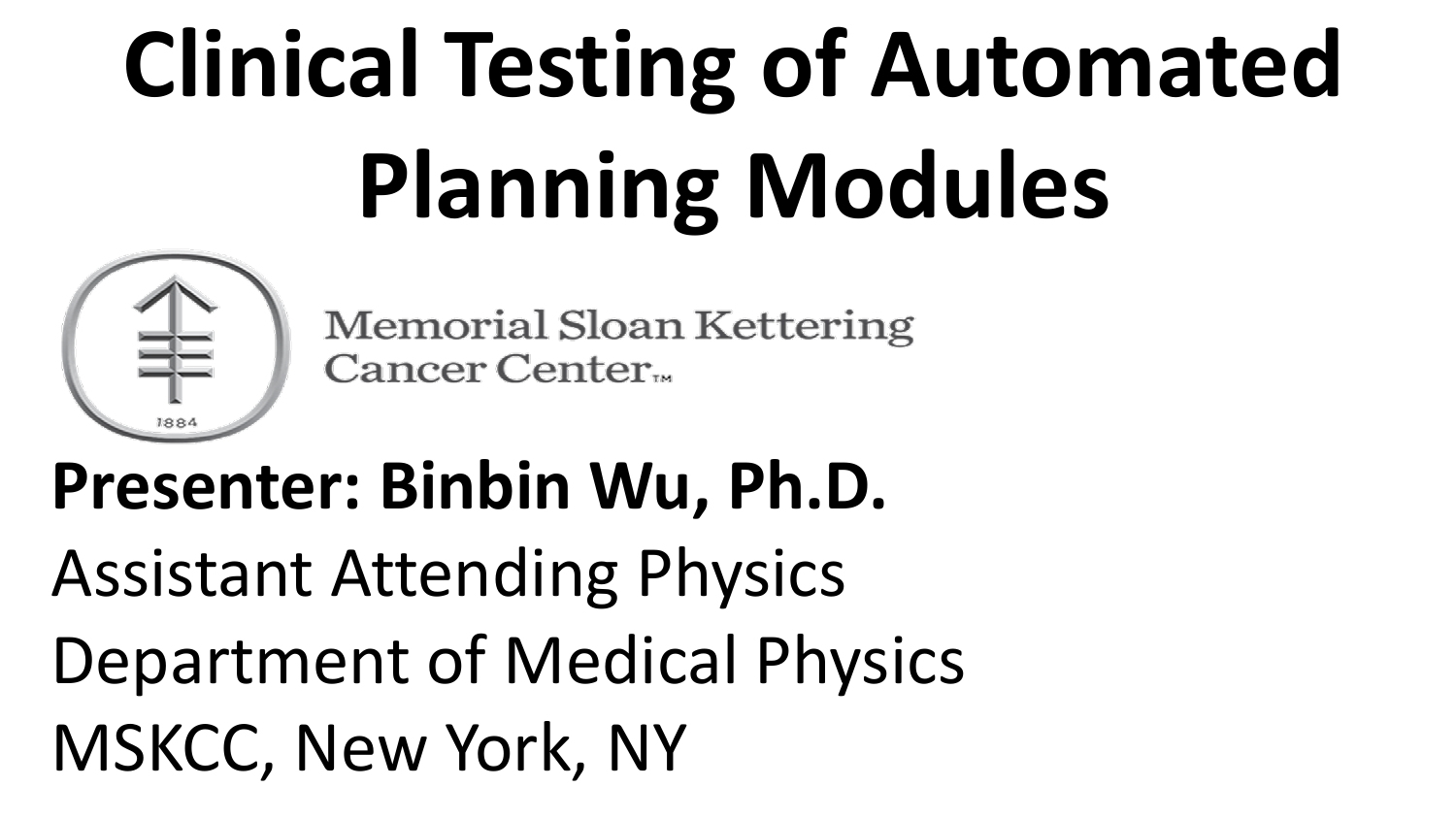# Clinical Testing of Automated Planning Modules

Memorial Sloan Kettering Cancer Center™

1884

**Presenter: Binbin Wu, Ph.D.**

Assistant Attending Physics

Department of Medical Physics

MSKCC, New York, NY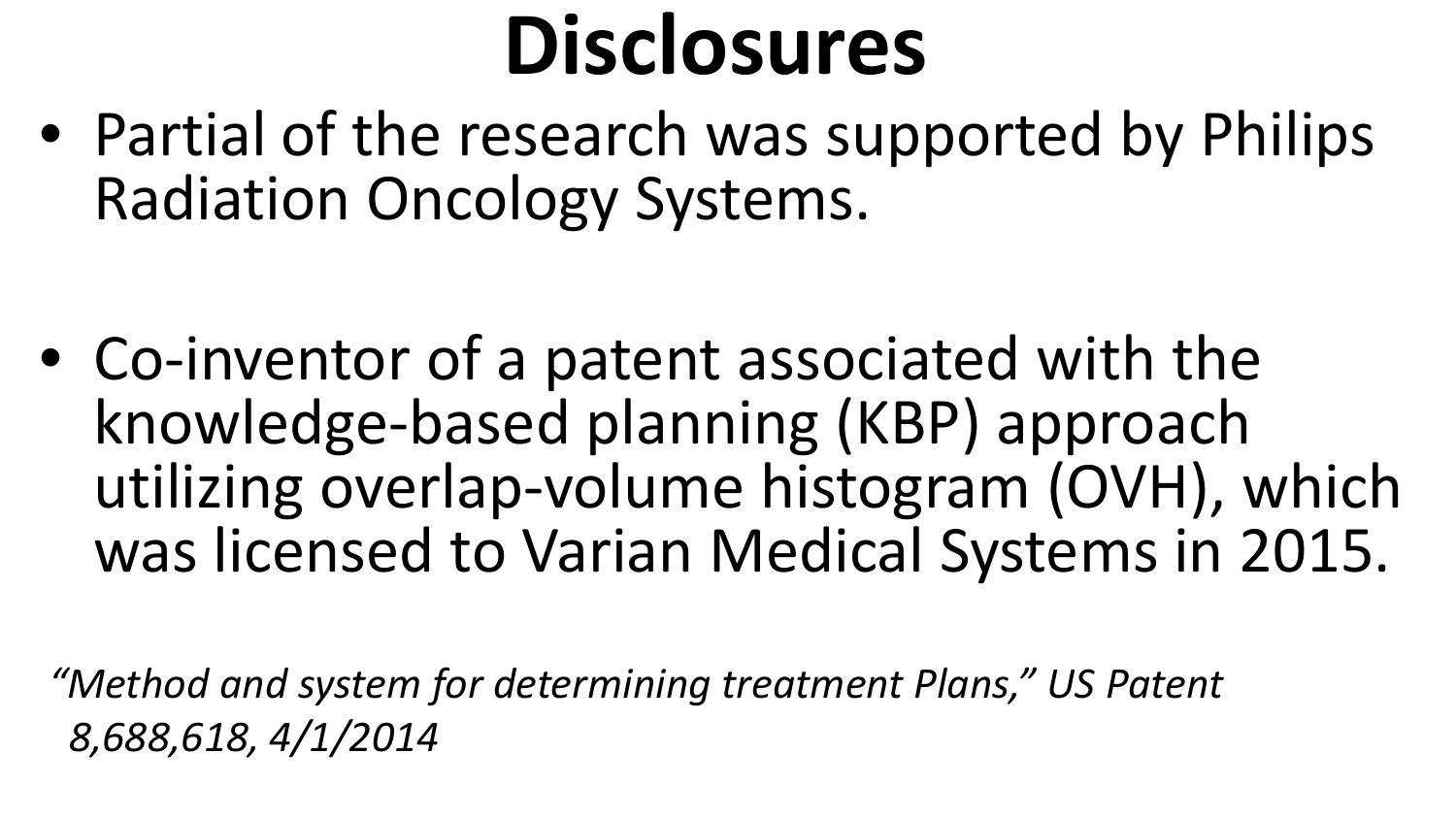# Disclosures

- Partial of the research was supported by Philips Radiation Oncology Systems.

- Co-inventor of a patent associated with the knowledge-based planning (KBP) approach utilizing overlap-volume histogram (OVH), which was licensed to Varian Medical Systems in 2015.

*"Method and system for determining treatment Plans," US Patent 8,688,618, 4/1/2014*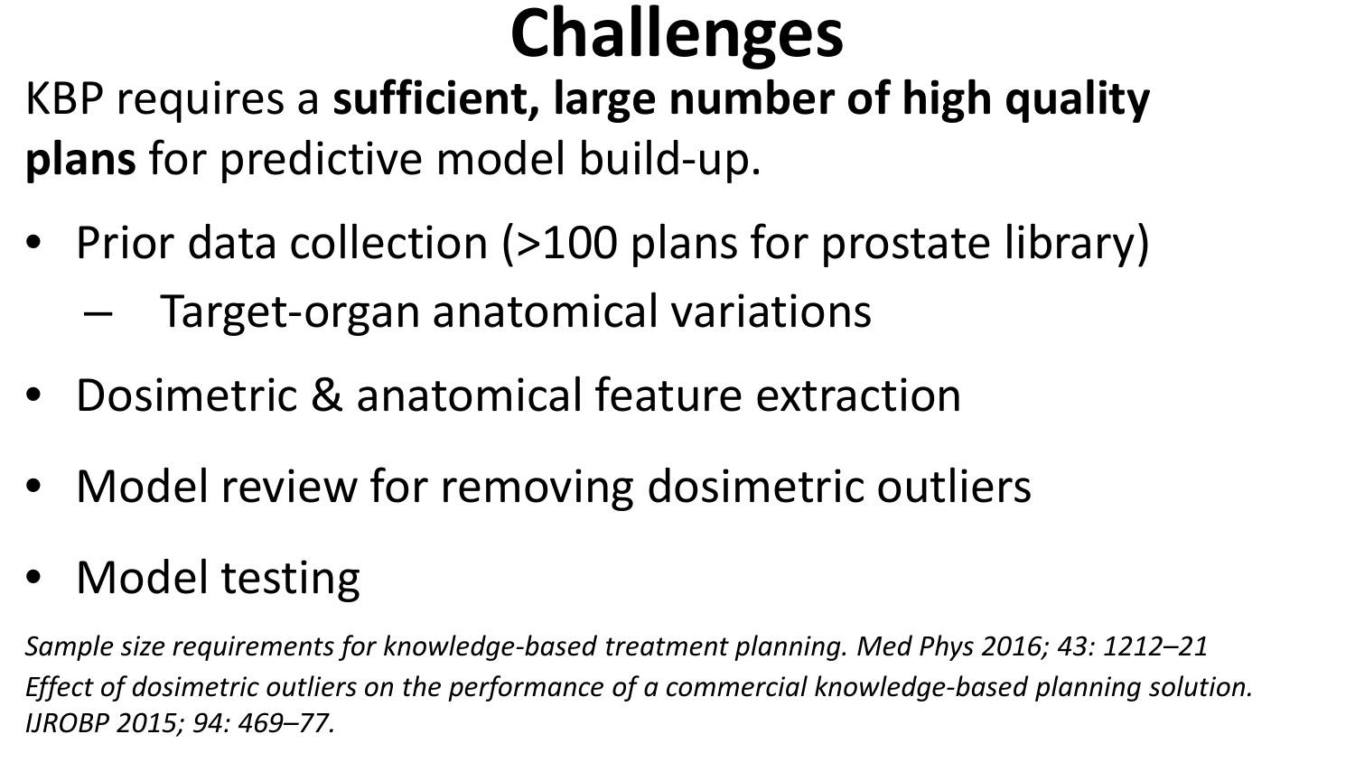# Challenges

KBP requires a **sufficient, large number of high quality plans** for predictive model build-up.

- Prior data collection (>100 plans for prostate library)
  - Target-organ anatomical variations
- Dosimetric & anatomical feature extraction
- Model review for removing dosimetric outliers
- Model testing

*Sample size requirements for knowledge-based treatment planning. Med Phys 2016; 43: 1212–21*

*Effect of dosimetric outliers on the performance of a commercial knowledge-based planning solution. IJROBP 2015; 94: 469–77.*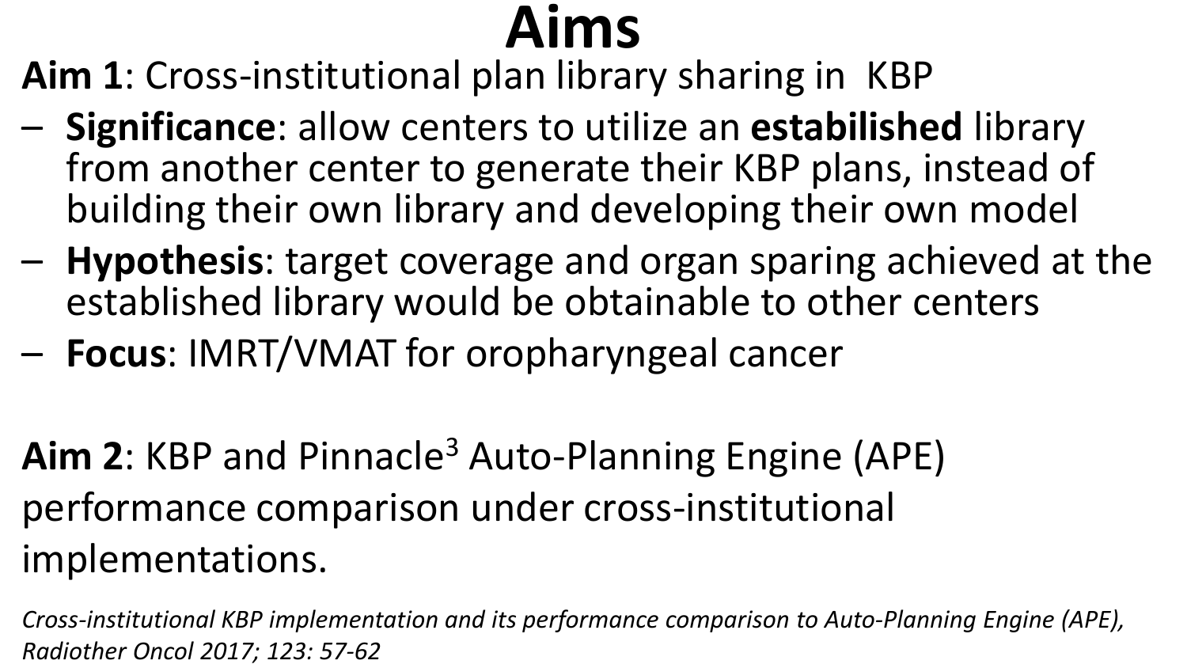# Aims

**Aim 1**: Cross-institutional plan library sharing in  KBP

- **Significance**: allow centers to utilize an **estabilished** library from another center to generate their KBP plans, instead of building their own library and developing their own model
- **Hypothesis**: target coverage and organ sparing achieved at the established library would be obtainable to other centers
- **Focus**: IMRT/VMAT for oropharyngeal cancer

**Aim 2**: KBP and Pinnacle$^3$ Auto-Planning Engine (APE) performance comparison under cross-institutional implementations.

*Cross-institutional KBP implementation and its performance comparison to Auto-Planning Engine (APE), Radiother Oncol 2017; 123: 57-62*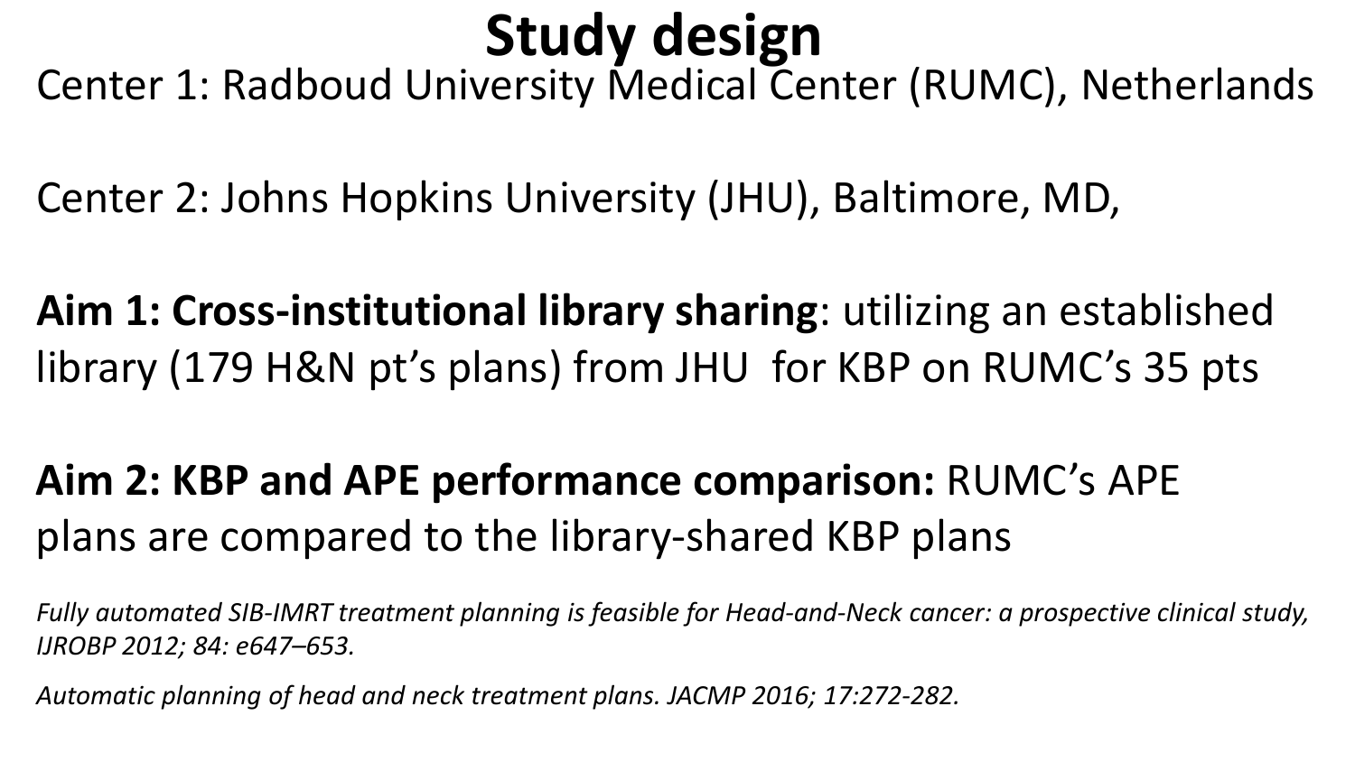# Study design

Center 1: Radboud University Medical Center (RUMC), Netherlands

Center 2: Johns Hopkins University (JHU), Baltimore, MD,

**Aim 1: Cross-institutional library sharing**: utilizing an established library (179 H&N pt's plans) from JHU for KBP on RUMC's 35 pts

**Aim 2: KBP and APE performance comparison:** RUMC's APE plans are compared to the library-shared KBP plans

*Fully automated SIB-IMRT treatment planning is feasible for Head-and-Neck cancer: a prospective clinical study, IJROBP 2012; 84: e647–653.*

*Automatic planning of head and neck treatment plans. JACMP 2016; 17:272-282.*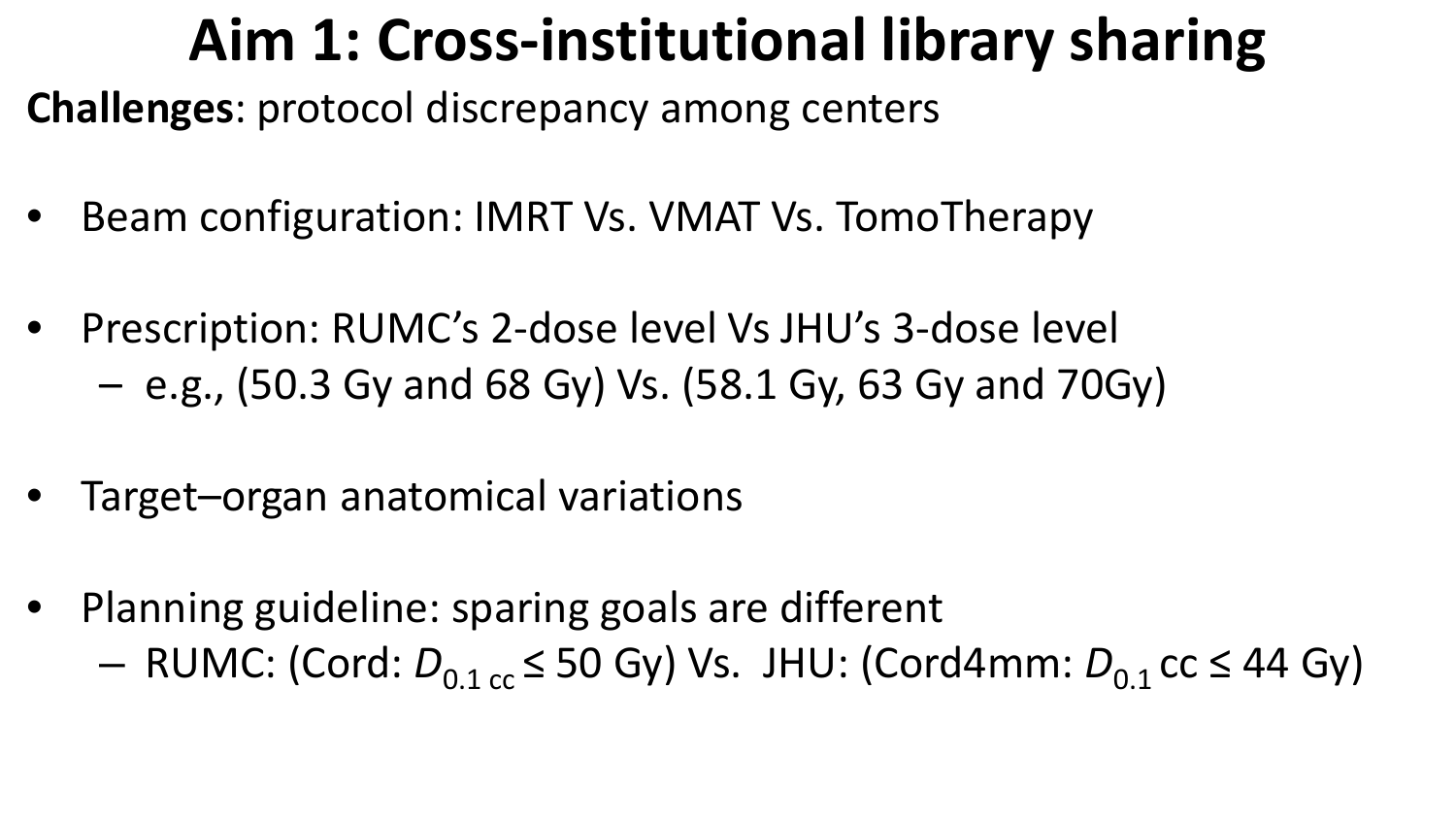# Aim 1: Cross-institutional library sharing

**Challenges**: protocol discrepancy among centers

- Beam configuration: IMRT Vs. VMAT Vs. TomoTherapy
- Prescription: RUMC's 2-dose level Vs JHU's 3-dose level
  - e.g., (50.3 Gy and 68 Gy) Vs. (58.1 Gy, 63 Gy and 70Gy)
- Target–organ anatomical variations
- Planning guideline: sparing goals are different
  - RUMC: (Cord: $D_{0.1\,cc} \leq 50$ Gy) Vs. JHU: (Cord4mm: $D_{0.1}$ cc $\leq 44$ Gy)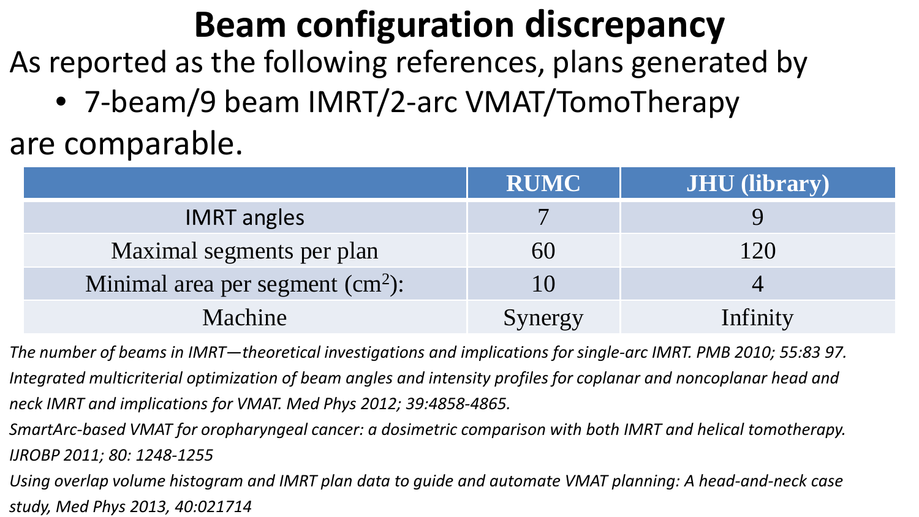# Beam configuration discrepancy

As reported as the following references, plans generated by

- 7-beam/9 beam IMRT/2-arc VMAT/TomoTherapy

are comparable.

| | RUMC | JHU (library) |
|---|---|---|
| IMRT angles | 7 | 9 |
| Maximal segments per plan | 60 | 120 |
| Minimal area per segment ($cm^2$): | 10 | 4 |
| Machine | Synergy | Infinity |

*The number of beams in IMRT—theoretical investigations and implications for single-arc IMRT. PMB 2010; 55:83 97.*

*Integrated multicriterial optimization of beam angles and intensity profiles for coplanar and noncoplanar head and neck IMRT and implications for VMAT. Med Phys 2012; 39:4858-4865.*

*SmartArc-based VMAT for oropharyngeal cancer: a dosimetric comparison with both IMRT and helical tomotherapy. IJROBP 2011; 80: 1248-1255*

*Using overlap volume histogram and IMRT plan data to guide and automate VMAT planning: A head-and-neck case study, Med Phys 2013, 40:021714*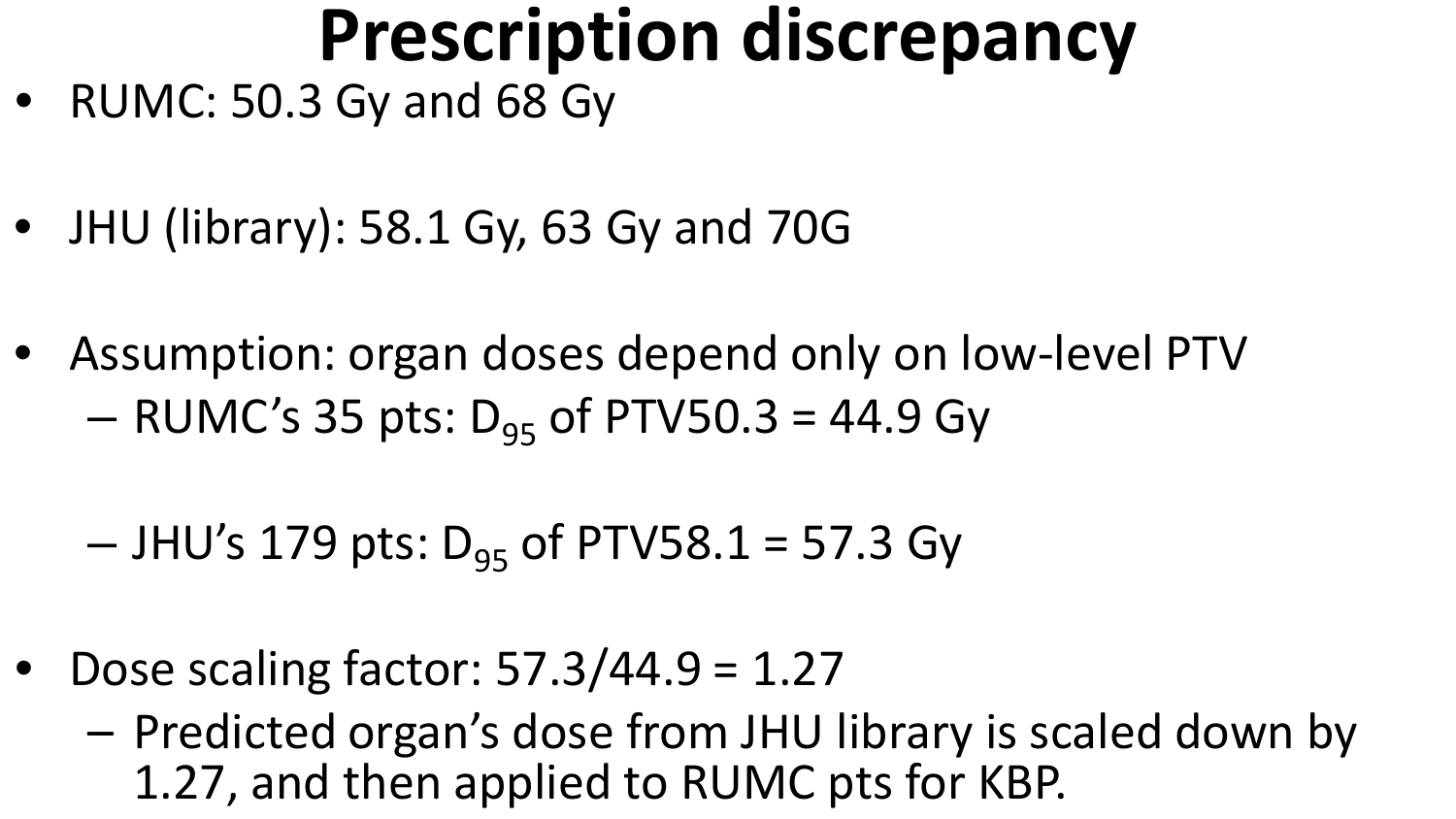# Prescription discrepancy

- RUMC: 50.3 Gy and 68 Gy
- JHU (library): 58.1 Gy, 63 Gy and 70G
- Assumption: organ doses depend only on low-level PTV
  - RUMC's 35 pts: $D_{95}$ of PTV50.3 = 44.9 Gy
  - JHU's 179 pts: $D_{95}$ of PTV58.1 = 57.3 Gy
- Dose scaling factor: 57.3/44.9 = 1.27
  - Predicted organ's dose from JHU library is scaled down by 1.27, and then applied to RUMC pts for KBP.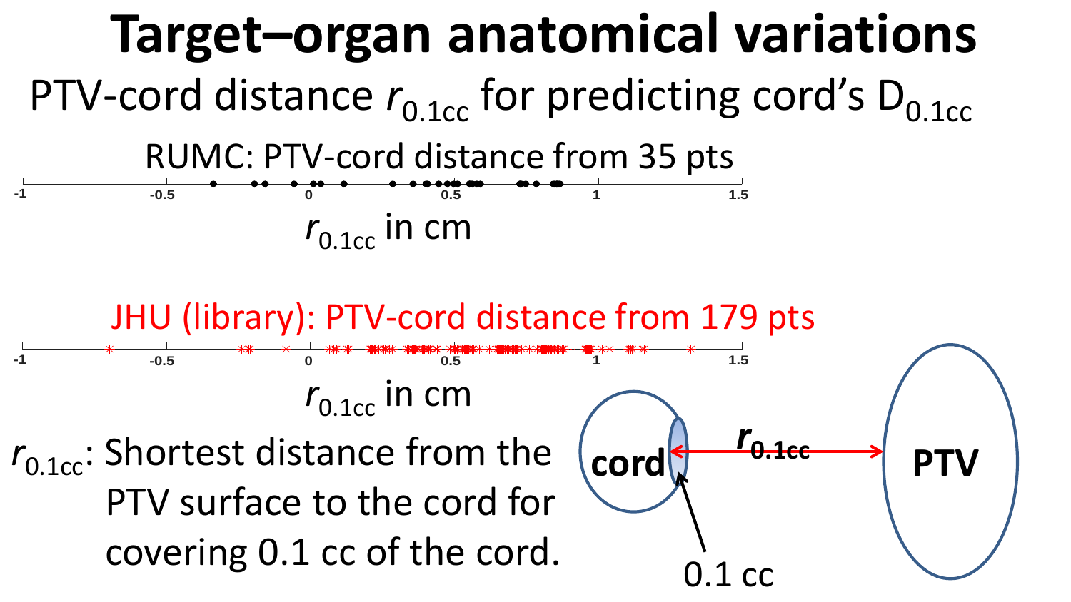# Target–organ anatomical variations

## PTV-cord distance $r_{0.1cc}$ for predicting cord's $D_{0.1cc}$

RUMC: PTV-cord distance from 35 pts

-1 -0.5 0 0.5 1 1.5

$r_{0.1cc}$ in cm

JHU (library): PTV-cord distance from 179 pts

-1 -0.5 0 0.5 1 1.5

$r_{0.1cc}$ in cm

$r_{0.1cc}$: Shortest distance from the PTV surface to the cord for covering 0.1 cc of the cord.

cord

$r_{0.1cc}$

PTV

0.1 cc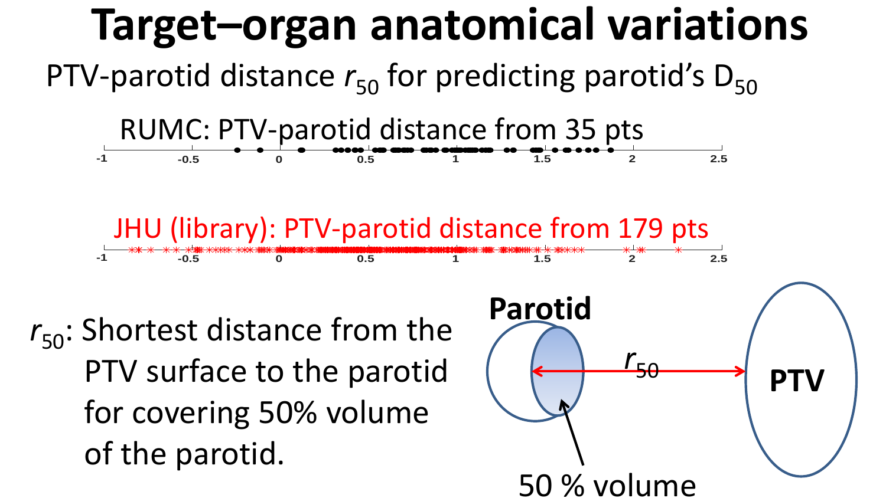# Target–organ anatomical variations

PTV-parotid distance $r_{50}$ for predicting parotid's $D_{50}$

RUMC: PTV-parotid distance from 35 pts

-1 -0.5 0 0.5 1 1.5 2 2.5

JHU (library): PTV-parotid distance from 179 pts

-1 -0.5 0 0.5 1 1.5 2 2.5

$r_{50}$: Shortest distance from the PTV surface to the parotid for covering 50% volume of the parotid.

**Parotid**

$r_{50}$

**PTV**

50 % volume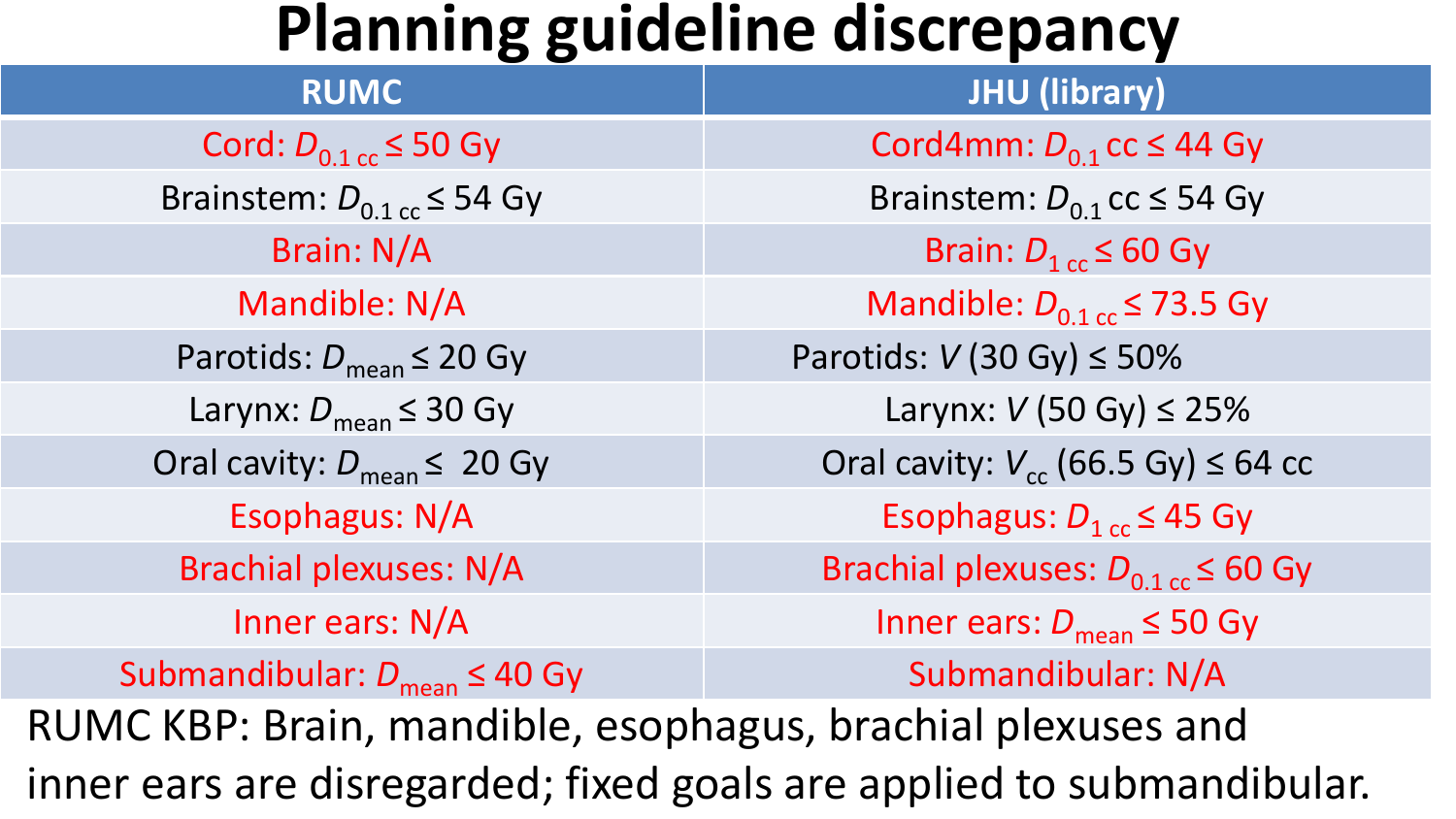# Planning guideline discrepancy

| RUMC | JHU (library) |
| --- | --- |
| Cord: $D_{0.1\ cc} \leq 50$ Gy | Cord4mm: $D_{0.1}$ cc $\leq 44$ Gy |
| Brainstem: $D_{0.1\ cc} \leq 54$ Gy | Brainstem: $D_{0.1}$ cc $\leq 54$ Gy |
| Brain: N/A | Brain: $D_{1\ cc} \leq 60$ Gy |
| Mandible: N/A | Mandible: $D_{0.1\ cc} \leq 73.5$ Gy |
| Parotids: $D_{mean} \leq 20$ Gy | Parotids: $V$ (30 Gy) $\leq 50\%$ |
| Larynx: $D_{mean} \leq 30$ Gy | Larynx: $V$ (50 Gy) $\leq 25\%$ |
| Oral cavity: $D_{mean} \leq 20$ Gy | Oral cavity: $V_{cc}$ (66.5 Gy) $\leq 64$ cc |
| Esophagus: N/A | Esophagus: $D_{1\ cc} \leq 45$ Gy |
| Brachial plexuses: N/A | Brachial plexuses: $D_{0.1\ cc} \leq 60$ Gy |
| Inner ears: N/A | Inner ears: $D_{mean} \leq 50$ Gy |
| Submandibular: $D_{mean} \leq 40$ Gy | Submandibular: N/A |

RUMC KBP: Brain, mandible, esophagus, brachial plexuses and inner ears are disregarded; fixed goals are applied to submandibular.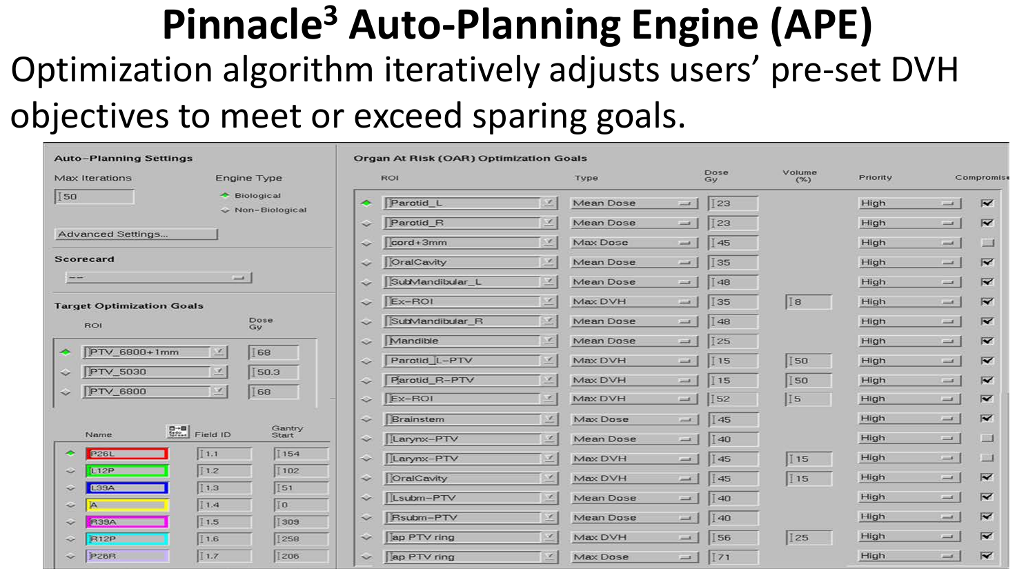# Pinnacle³ Auto-Planning Engine (APE)

Optimization algorithm iteratively adjusts users' pre-set DVH objectives to meet or exceed sparing goals.

**Auto-Planning Settings**

Max Iterations: 50

Engine Type: Biological / Non-Biological

Advanced Settings...

**Scorecard**

--

**Target Optimization Goals**

| ROI | Dose Gy |
|---|---|
| PTV_6800+1mm | 68 |
| PTV_5030 | 50.3 |
| PTV_6800 | 68 |

| Name | Field ID | Gantry Start |
|---|---|---|
| P26L | 1.1 | 154 |
| L12P | 1.2 | 102 |
| L39A | 1.3 | 51 |
| A | 1.4 | 0 |
| R39A | 1.5 | 309 |
| R12P | 1.6 | 258 |
| P26R | 1.7 | 206 |

**Organ At Risk (OAR) Optimization Goals**

| ROI | Type | Dose Gy | Volume (%) | Priority | Compromise |
|---|---|---|---|---|---|
| Parotid_L | Mean Dose | 23 | | High | ✓ |
| Parotid_R | Mean Dose | 23 | | High | ✓ |
| cord+3mm | Max Dose | 45 | | High | |
| OralCavity | Mean Dose | 35 | | High | ✓ |
| SubMandibular_L | Mean Dose | 48 | | High | ✓ |
| Ex-ROI | Max DVH | 35 | 8 | High | ✓ |
| SubMandibular_R | Mean Dose | 48 | | High | ✓ |
| Mandible | Mean Dose | 25 | | High | ✓ |
| Parotid_L-PTV | Max DVH | 15 | 50 | High | ✓ |
| Parotid_R-PTV | Max DVH | 15 | 50 | High | ✓ |
| Ex-ROI | Max DVH | 52 | 5 | High | ✓ |
| Brainstem | Max Dose | 45 | | High | ✓ |
| Larynx-PTV | Mean Dose | 40 | | High | |
| Larynx-PTV | Max DVH | 45 | 15 | High | |
| OralCavity | Max DVH | 45 | 15 | High | ✓ |
| Lsubm-PTV | Mean Dose | 40 | | High | ✓ |
| Rsubm-PTV | Mean Dose | 40 | | High | ✓ |
| ap PTV ring | Max DVH | 56 | 25 | High | ✓ |
| ap PTV ring | Max Dose | 71 | | High | ✓ |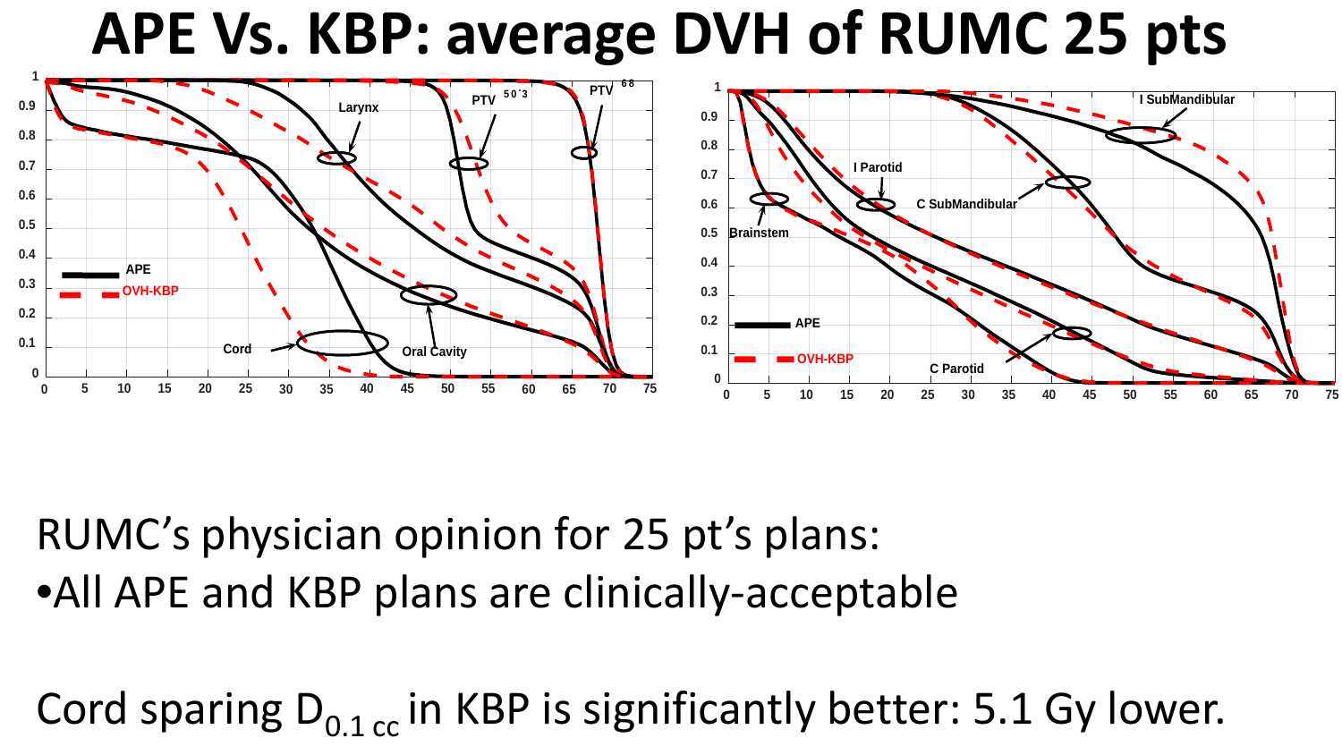# APE Vs. KBP: average DVH of RUMC 25 pts

RUMC's physician opinion for 25 pt's plans:

- All APE and KBP plans are clinically-acceptable

Cord sparing $D_{0.1\ cc}$ in KBP is significantly better: 5.1 Gy lower.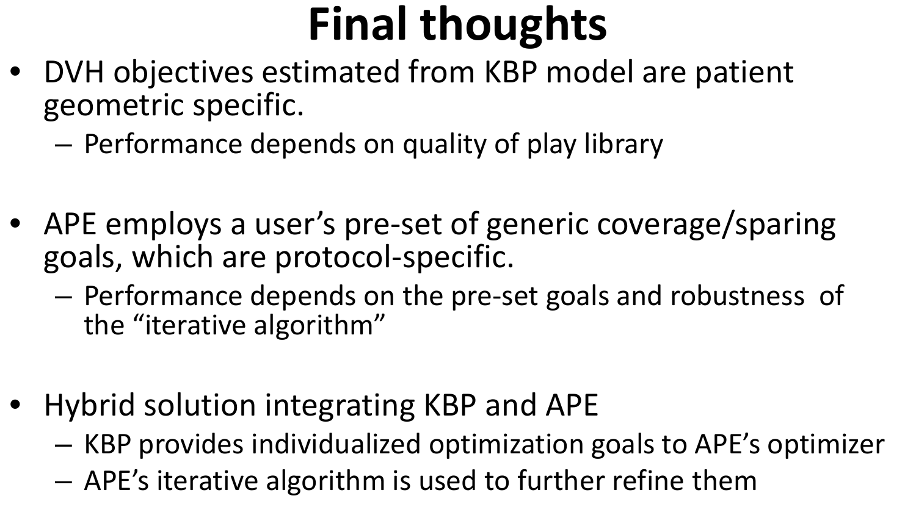# Final thoughts

- DVH objectives estimated from KBP model are patient geometric specific.
  - Performance depends on quality of play library
- APE employs a user's pre-set of generic coverage/sparing goals, which are protocol-specific.
  - Performance depends on the pre-set goals and robustness of the "iterative algorithm"
- Hybrid solution integrating KBP and APE
  - KBP provides individualized optimization goals to APE's optimizer
  - APE's iterative algorithm is used to further refine them